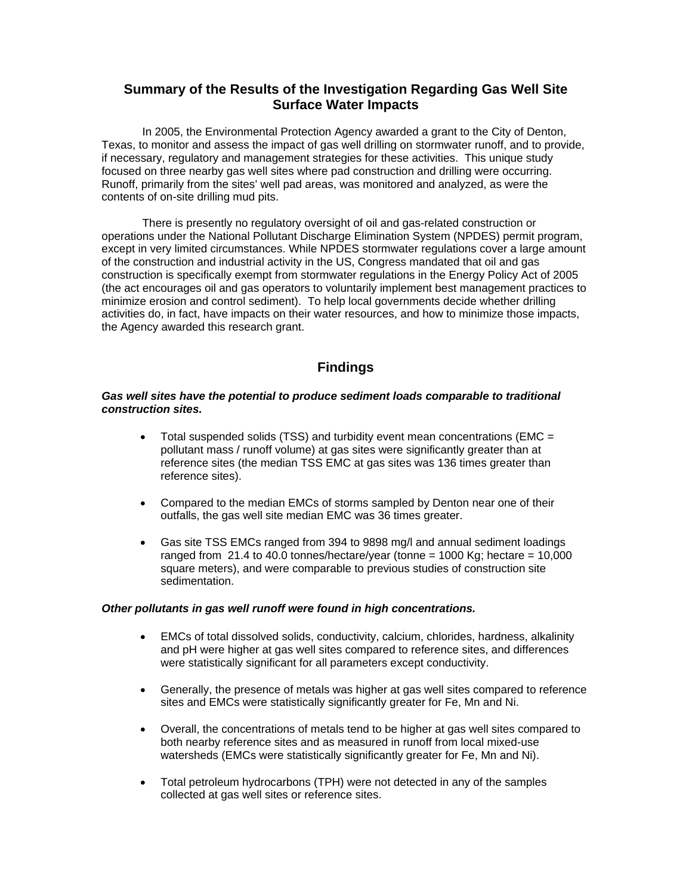# Summary of the Results of the Investigation Regarding Gas Well Site Surface Water Impacts

In 2005, the Environmental Protection Agency awarded a grant to the City of Denton, Texas, to monitor and assess the impact of gas well drilling on stormwater runoff, and to provide, if necessary, regulatory and management strategies for these activities. This unique study focused on three nearby gas well sites where pad construction and drilling were occurring. Runoff, primarily from the sites' well pad areas, was monitored and analyzed, as were the contents of on-site drilling mud pits.

There is presently no regulatory oversight of oil and gas-related construction or operations under the National Pollutant Discharge Elimination System (NPDES) permit program, except in very limited circumstances. While NPDES stormwater regulations cover a large amount of the construction and industrial activity in the US, Congress mandated that oil and gas construction is specifically exempt from stormwater regulations in the Energy Policy Act of 2005 (the act encourages oil and gas operators to voluntarily implement best management practices to minimize erosion and control sediment). To help local governments decide whether drilling activities do, in fact, have impacts on their water resources, and how to minimize those impacts, the Agency awarded this research grant.

## Findings

***Gas well sites have the potential to produce sediment loads comparable to traditional construction sites.***

- Total suspended solids (TSS) and turbidity event mean concentrations (EMC = pollutant mass / runoff volume) at gas sites were significantly greater than at reference sites (the median TSS EMC at gas sites was 136 times greater than reference sites).
- Compared to the median EMCs of storms sampled by Denton near one of their outfalls, the gas well site median EMC was 36 times greater.
- Gas site TSS EMCs ranged from 394 to 9898 mg/l and annual sediment loadings ranged from 21.4 to 40.0 tonnes/hectare/year (tonne = 1000 Kg; hectare = 10,000 square meters), and were comparable to previous studies of construction site sedimentation.

***Other pollutants in gas well runoff were found in high concentrations.***

- EMCs of total dissolved solids, conductivity, calcium, chlorides, hardness, alkalinity and pH were higher at gas well sites compared to reference sites, and differences were statistically significant for all parameters except conductivity.
- Generally, the presence of metals was higher at gas well sites compared to reference sites and EMCs were statistically significantly greater for Fe, Mn and Ni.
- Overall, the concentrations of metals tend to be higher at gas well sites compared to both nearby reference sites and as measured in runoff from local mixed-use watersheds (EMCs were statistically significantly greater for Fe, Mn and Ni).
- Total petroleum hydrocarbons (TPH) were not detected in any of the samples collected at gas well sites or reference sites.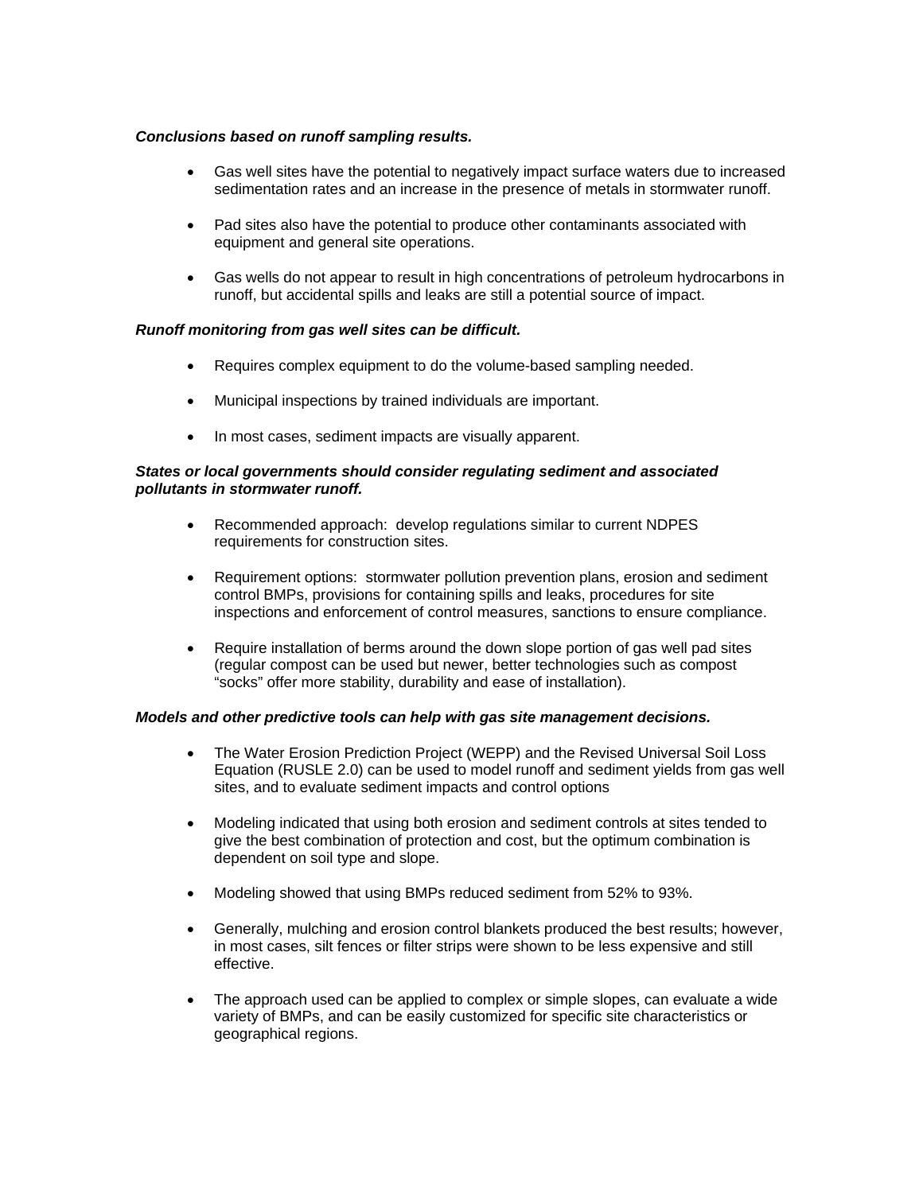***Conclusions based on runoff sampling results.***

- Gas well sites have the potential to negatively impact surface waters due to increased sedimentation rates and an increase in the presence of metals in stormwater runoff.
- Pad sites also have the potential to produce other contaminants associated with equipment and general site operations.
- Gas wells do not appear to result in high concentrations of petroleum hydrocarbons in runoff, but accidental spills and leaks are still a potential source of impact.

***Runoff monitoring from gas well sites can be difficult.***

- Requires complex equipment to do the volume-based sampling needed.
- Municipal inspections by trained individuals are important.
- In most cases, sediment impacts are visually apparent.

***States or local governments should consider regulating sediment and associated pollutants in stormwater runoff.***

- Recommended approach: develop regulations similar to current NDPES requirements for construction sites.
- Requirement options: stormwater pollution prevention plans, erosion and sediment control BMPs, provisions for containing spills and leaks, procedures for site inspections and enforcement of control measures, sanctions to ensure compliance.
- Require installation of berms around the down slope portion of gas well pad sites (regular compost can be used but newer, better technologies such as compost "socks" offer more stability, durability and ease of installation).

***Models and other predictive tools can help with gas site management decisions.***

- The Water Erosion Prediction Project (WEPP) and the Revised Universal Soil Loss Equation (RUSLE 2.0) can be used to model runoff and sediment yields from gas well sites, and to evaluate sediment impacts and control options
- Modeling indicated that using both erosion and sediment controls at sites tended to give the best combination of protection and cost, but the optimum combination is dependent on soil type and slope.
- Modeling showed that using BMPs reduced sediment from 52% to 93%.
- Generally, mulching and erosion control blankets produced the best results; however, in most cases, silt fences or filter strips were shown to be less expensive and still effective.
- The approach used can be applied to complex or simple slopes, can evaluate a wide variety of BMPs, and can be easily customized for specific site characteristics or geographical regions.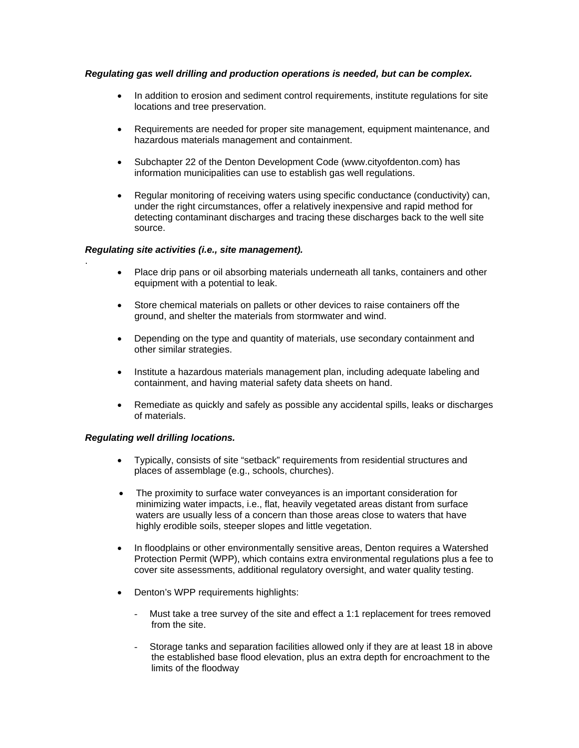***Regulating gas well drilling and production operations is needed, but can be complex.***

- In addition to erosion and sediment control requirements, institute regulations for site locations and tree preservation.
- Requirements are needed for proper site management, equipment maintenance, and hazardous materials management and containment.
- Subchapter 22 of the Denton Development Code (www.cityofdenton.com) has information municipalities can use to establish gas well regulations.
- Regular monitoring of receiving waters using specific conductance (conductivity) can, under the right circumstances, offer a relatively inexpensive and rapid method for detecting contaminant discharges and tracing these discharges back to the well site source.

***Regulating site activities (i.e., site management).***

.

- Place drip pans or oil absorbing materials underneath all tanks, containers and other equipment with a potential to leak.
- Store chemical materials on pallets or other devices to raise containers off the ground, and shelter the materials from stormwater and wind.
- Depending on the type and quantity of materials, use secondary containment and other similar strategies.
- Institute a hazardous materials management plan, including adequate labeling and containment, and having material safety data sheets on hand.
- Remediate as quickly and safely as possible any accidental spills, leaks or discharges of materials.

***Regulating well drilling locations.***

- Typically, consists of site "setback" requirements from residential structures and places of assemblage (e.g., schools, churches).
- The proximity to surface water conveyances is an important consideration for minimizing water impacts, i.e., flat, heavily vegetated areas distant from surface waters are usually less of a concern than those areas close to waters that have highly erodible soils, steeper slopes and little vegetation.
- In floodplains or other environmentally sensitive areas, Denton requires a Watershed Protection Permit (WPP), which contains extra environmental regulations plus a fee to cover site assessments, additional regulatory oversight, and water quality testing.
- Denton's WPP requirements highlights:
  - Must take a tree survey of the site and effect a 1:1 replacement for trees removed from the site.
  - Storage tanks and separation facilities allowed only if they are at least 18 in above the established base flood elevation, plus an extra depth for encroachment to the limits of the floodway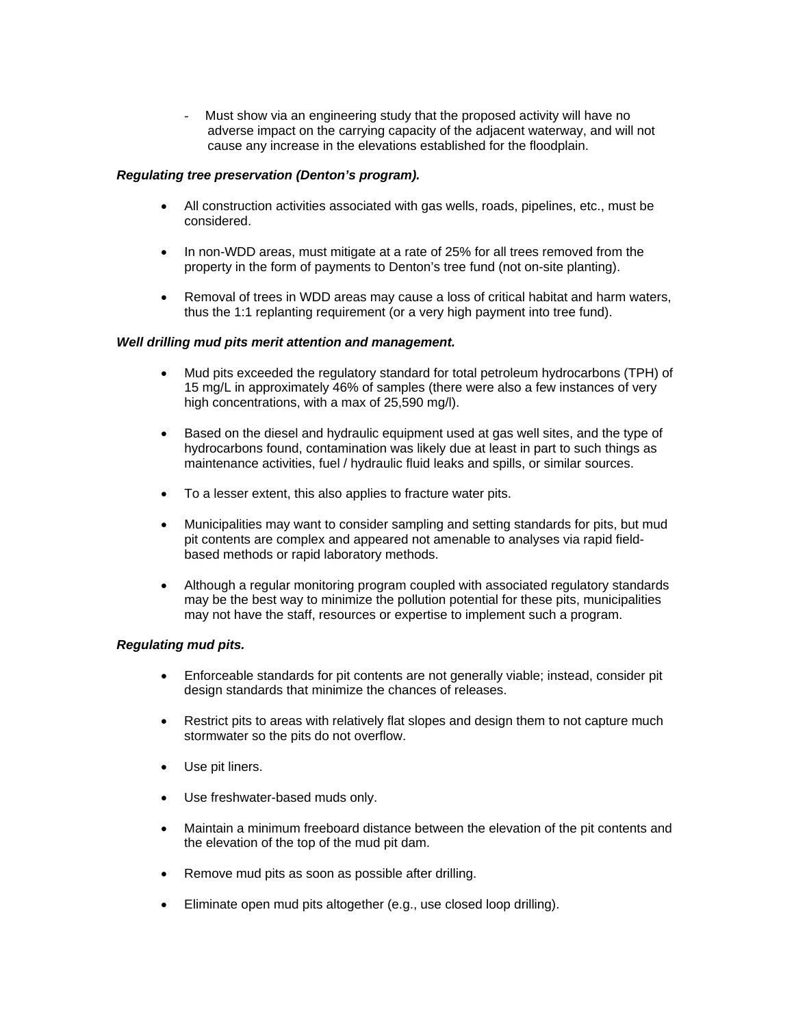- Must show via an engineering study that the proposed activity will have no adverse impact on the carrying capacity of the adjacent waterway, and will not cause any increase in the elevations established for the floodplain.

***Regulating tree preservation (Denton's program).***

- All construction activities associated with gas wells, roads, pipelines, etc., must be considered.
- In non-WDD areas, must mitigate at a rate of 25% for all trees removed from the property in the form of payments to Denton's tree fund (not on-site planting).
- Removal of trees in WDD areas may cause a loss of critical habitat and harm waters, thus the 1:1 replanting requirement (or a very high payment into tree fund).

***Well drilling mud pits merit attention and management.***

- Mud pits exceeded the regulatory standard for total petroleum hydrocarbons (TPH) of 15 mg/L in approximately 46% of samples (there were also a few instances of very high concentrations, with a max of 25,590 mg/l).
- Based on the diesel and hydraulic equipment used at gas well sites, and the type of hydrocarbons found, contamination was likely due at least in part to such things as maintenance activities, fuel / hydraulic fluid leaks and spills, or similar sources.
- To a lesser extent, this also applies to fracture water pits.
- Municipalities may want to consider sampling and setting standards for pits, but mud pit contents are complex and appeared not amenable to analyses via rapid field-based methods or rapid laboratory methods.
- Although a regular monitoring program coupled with associated regulatory standards may be the best way to minimize the pollution potential for these pits, municipalities may not have the staff, resources or expertise to implement such a program.

***Regulating mud pits.***

- Enforceable standards for pit contents are not generally viable; instead, consider pit design standards that minimize the chances of releases.
- Restrict pits to areas with relatively flat slopes and design them to not capture much stormwater so the pits do not overflow.
- Use pit liners.
- Use freshwater-based muds only.
- Maintain a minimum freeboard distance between the elevation of the pit contents and the elevation of the top of the mud pit dam.
- Remove mud pits as soon as possible after drilling.
- Eliminate open mud pits altogether (e.g., use closed loop drilling).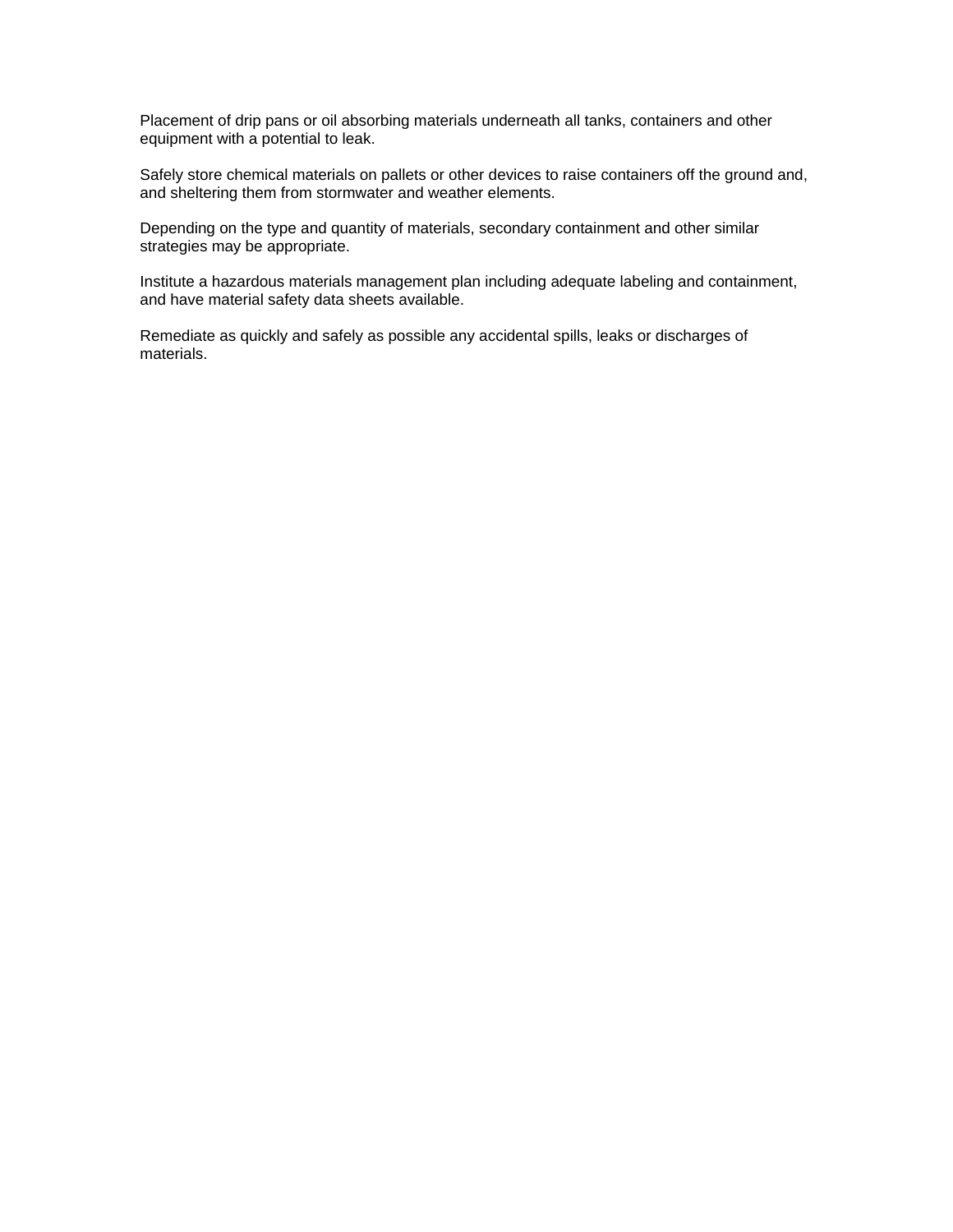Placement of drip pans or oil absorbing materials underneath all tanks, containers and other equipment with a potential to leak.

Safely store chemical materials on pallets or other devices to raise containers off the ground and, and sheltering them from stormwater and weather elements.

Depending on the type and quantity of materials, secondary containment and other similar strategies may be appropriate.

Institute a hazardous materials management plan including adequate labeling and containment, and have material safety data sheets available.

Remediate as quickly and safely as possible any accidental spills, leaks or discharges of materials.